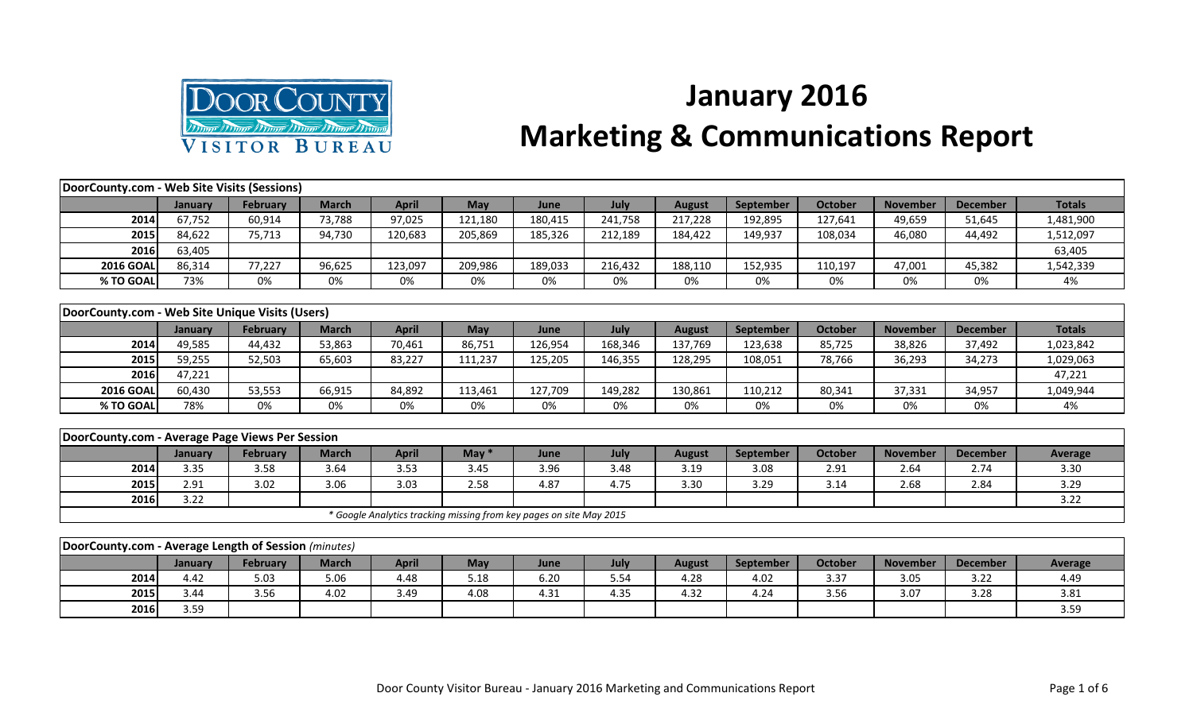# January 2016 Marketing & Communications Report

DOOR COUNTY VISITOR BUREAU

| DooCounty.com - Web Site Visits (Sessions) | | | | | | | | | | | | | |
|---|---|---|---|---|---|---|---|---|---|---|---|---|---|
| | January | February | March | April | May | June | July | August | September | October | November | December | Totals |
| 2014 | 67,752 | 60,914 | 73,788 | 97,025 | 121,180 | 180,415 | 241,758 | 217,228 | 192,895 | 127,641 | 49,659 | 51,645 | 1,481,900 |
| 2015 | 84,622 | 75,713 | 94,730 | 120,683 | 205,869 | 185,326 | 212,189 | 184,422 | 149,937 | 108,034 | 46,080 | 44,492 | 1,512,097 |
| 2016 | 63,405 | | | | | | | | | | | | 63,405 |
| 2016 GOAL | 86,314 | 77,227 | 96,625 | 123,097 | 209,986 | 189,033 | 216,432 | 188,110 | 152,935 | 110,197 | 47,001 | 45,382 | 1,542,339 |
| % TO GOAL | 73% | 0% | 0% | 0% | 0% | 0% | 0% | 0% | 0% | 0% | 0% | 0% | 4% |

| DoorCounty.com - Web Site Unique Visits (Users) | | | | | | | | | | | | | |
|---|---|---|---|---|---|---|---|---|---|---|---|---|---|
| | January | February | March | April | May | June | July | August | September | October | November | December | Totals |
| 2014 | 49,585 | 44,432 | 53,863 | 70,461 | 86,751 | 126,954 | 168,346 | 137,769 | 123,638 | 85,725 | 38,826 | 37,492 | 1,023,842 |
| 2015 | 59,255 | 52,503 | 65,603 | 83,227 | 111,237 | 125,205 | 146,355 | 128,295 | 108,051 | 78,766 | 36,293 | 34,273 | 1,029,063 |
| 2016 | 47,221 | | | | | | | | | | | | 47,221 |
| 2016 GOAL | 60,430 | 53,553 | 66,915 | 84,892 | 113,461 | 127,709 | 149,282 | 130,861 | 110,212 | 80,341 | 37,331 | 34,957 | 1,049,944 |
| % TO GOAL | 78% | 0% | 0% | 0% | 0% | 0% | 0% | 0% | 0% | 0% | 0% | 0% | 4% |

| DoorCounty.com - Average Page Views Per Session | | | | | | | | | | | | | |
|---|---|---|---|---|---|---|---|---|---|---|---|---|---|
| | January | February | March | April | May * | June | July | August | September | October | November | December | Average |
| 2014 | 3.35 | 3.58 | 3.64 | 3.53 | 3.45 | 3.96 | 3.48 | 3.19 | 3.08 | 2.91 | 2.64 | 2.74 | 3.30 |
| 2015 | 2.91 | 3.02 | 3.06 | 3.03 | 2.58 | 4.87 | 4.75 | 3.30 | 3.29 | 3.14 | 2.68 | 2.84 | 3.29 |
| 2016 | 3.22 | | | | | | | | | | | | 3.22 |

*\* Google Analytics tracking missing from key pages on site May 2015*

| DoorCounty.com - Average Length of Session *(minutes)* | | | | | | | | | | | | | |
|---|---|---|---|---|---|---|---|---|---|---|---|---|---|
| | January | February | March | April | May | June | July | August | September | October | November | December | Average |
| 2014 | 4.42 | 5.03 | 5.06 | 4.48 | 5.18 | 6.20 | 5.54 | 4.28 | 4.02 | 3.37 | 3.05 | 3.22 | 4.49 |
| 2015 | 3.44 | 3.56 | 4.02 | 3.49 | 4.08 | 4.31 | 4.35 | 4.32 | 4.24 | 3.56 | 3.07 | 3.28 | 3.81 |
| 2016 | 3.59 | | | | | | | | | | | | 3.59 |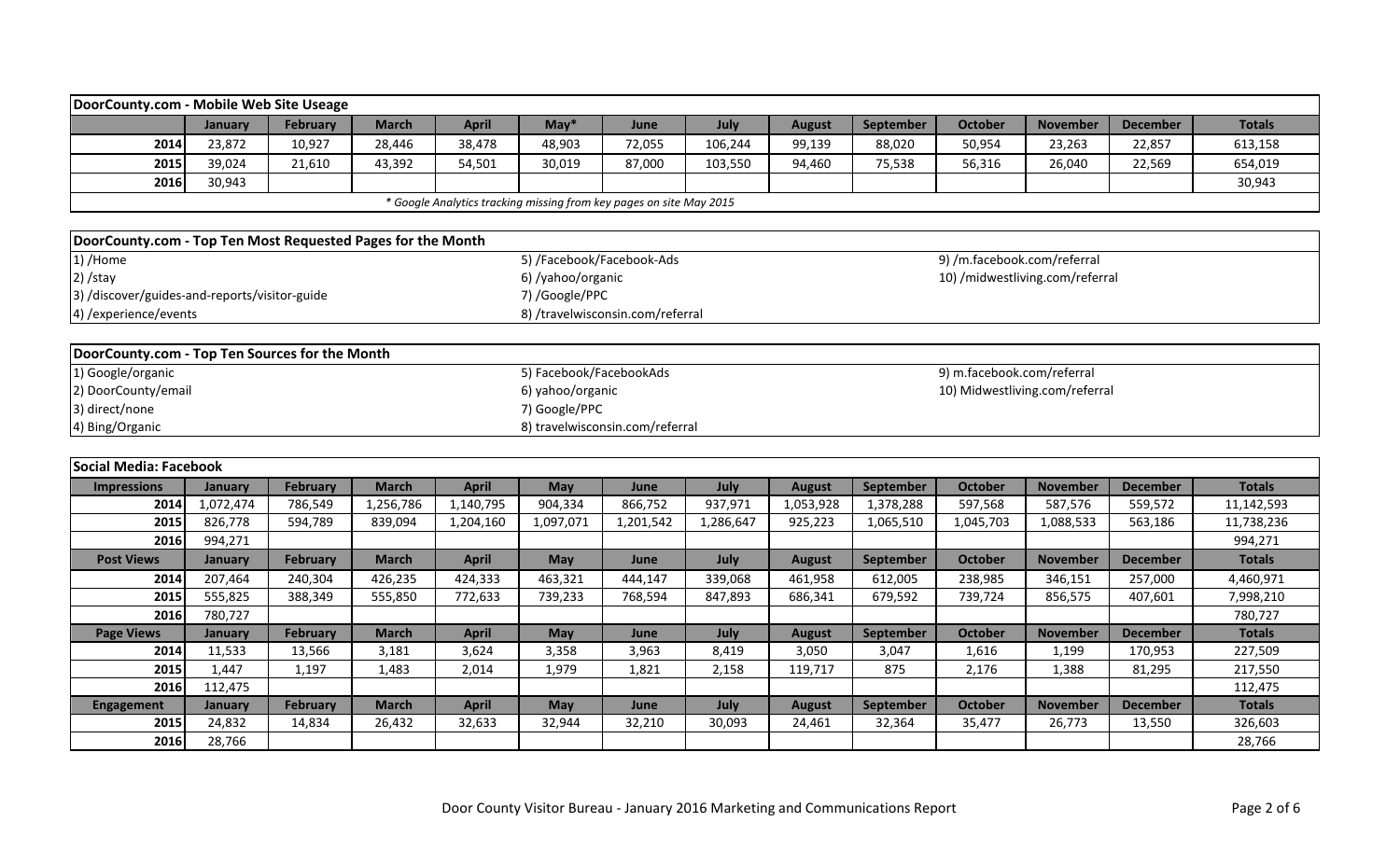## DoorCounty.com - Mobile Web Site Useage

| | January | February | March | April | May* | June | July | August | September | October | November | December | Totals |
|---|---|---|---|---|---|---|---|---|---|---|---|---|---|
| 2014 | 23,872 | 10,927 | 28,446 | 38,478 | 48,903 | 72,055 | 106,244 | 99,139 | 88,020 | 50,954 | 23,263 | 22,857 | 613,158 |
| 2015 | 39,024 | 21,610 | 43,392 | 54,501 | 30,019 | 87,000 | 103,550 | 94,460 | 75,538 | 56,316 | 26,040 | 22,569 | 654,019 |
| 2016 | 30,943 | | | | | | | | | | | | 30,943 |

*\* Google Analytics tracking missing from key pages on site May 2015*

## DoorCounty.com - Top Ten Most Requested Pages for the Month

1) /Home
2) /stay
3) /discover/guides-and-reports/visitor-guide
4) /experience/events
5) /Facebook/Facebook-Ads
6) /yahoo/organic
7) /Google/PPC
8) /travelwisconsin.com/referral
9) /m.facebook.com/referral
10) /midwestliving.com/referral

## DoorCounty.com - Top Ten Sources for the Month

1) Google/organic
2) DoorCounty/email
3) direct/none
4) Bing/Organic
5) Facebook/FacebookAds
6) yahoo/organic
7) Google/PPC
8) travelwisconsin.com/referral
9) m.facebook.com/referral
10) Midwestliving.com/referral

## Social Media: Facebook

| Impressions | January | February | March | April | May | June | July | August | September | October | November | December | Totals |
|---|---|---|---|---|---|---|---|---|---|---|---|---|---|
| 2014 | 1,072,474 | 786,549 | 1,256,786 | 1,140,795 | 904,334 | 866,752 | 937,971 | 1,053,928 | 1,378,288 | 597,568 | 587,576 | 559,572 | 11,142,593 |
| 2015 | 826,778 | 594,789 | 839,094 | 1,204,160 | 1,097,071 | 1,201,542 | 1,286,647 | 925,223 | 1,065,510 | 1,045,703 | 1,088,533 | 563,186 | 11,738,236 |
| 2016 | 994,271 | | | | | | | | | | | | 994,271 |
| **Post Views** | **January** | **February** | **March** | **April** | **May** | **June** | **July** | **August** | **September** | **October** | **November** | **December** | **Totals** |
| 2014 | 207,464 | 240,304 | 426,235 | 424,333 | 463,321 | 444,147 | 339,068 | 461,958 | 612,005 | 238,985 | 346,151 | 257,000 | 4,460,971 |
| 2015 | 555,825 | 388,349 | 555,850 | 772,633 | 739,233 | 768,594 | 847,893 | 686,341 | 679,592 | 739,724 | 856,575 | 407,601 | 7,998,210 |
| 2016 | 780,727 | | | | | | | | | | | | 780,727 |
| **Page Views** | **January** | **February** | **March** | **April** | **May** | **June** | **July** | **August** | **September** | **October** | **November** | **December** | **Totals** |
| 2014 | 11,533 | 13,566 | 3,181 | 3,624 | 3,358 | 3,963 | 8,419 | 3,050 | 3,047 | 1,616 | 1,199 | 170,953 | 227,509 |
| 2015 | 1,447 | 1,197 | 1,483 | 2,014 | 1,979 | 1,821 | 2,158 | 119,717 | 875 | 2,176 | 1,388 | 81,295 | 217,550 |
| 2016 | 112,475 | | | | | | | | | | | | 112,475 |
| **Engagement** | **January** | **February** | **March** | **April** | **May** | **June** | **July** | **August** | **September** | **October** | **November** | **December** | **Totals** |
| 2015 | 24,832 | 14,834 | 26,432 | 32,633 | 32,944 | 32,210 | 30,093 | 24,461 | 32,364 | 35,477 | 26,773 | 13,550 | 326,603 |
| 2016 | 28,766 | | | | | | | | | | | | 28,766 |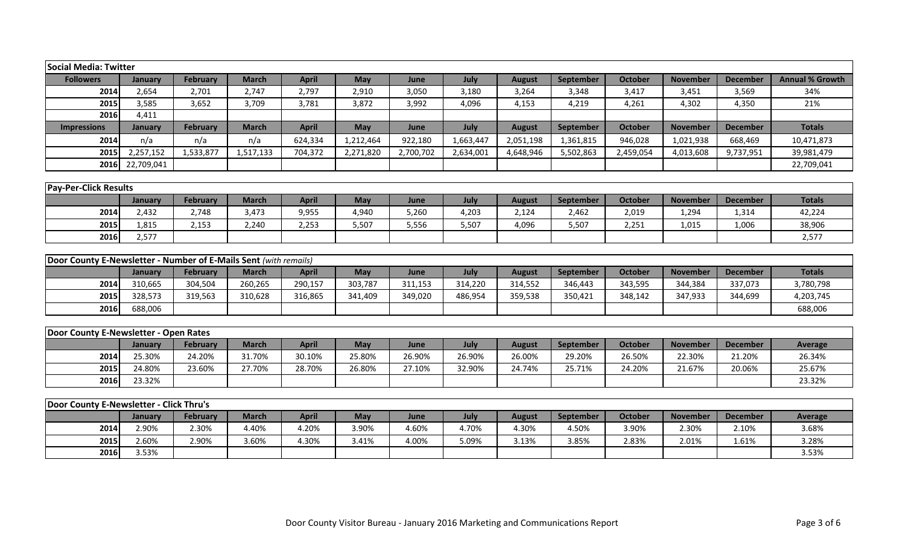**Social Media: Twitter**

| Followers | January | February | March | April | May | June | July | August | September | October | November | December | Annual % Growth |
|---|---|---|---|---|---|---|---|---|---|---|---|---|---|
| 2014 | 2,654 | 2,701 | 2,747 | 2,797 | 2,910 | 3,050 | 3,180 | 3,264 | 3,348 | 3,417 | 3,451 | 3,569 | 34% |
| 2015 | 3,585 | 3,652 | 3,709 | 3,781 | 3,872 | 3,992 | 4,096 | 4,153 | 4,219 | 4,261 | 4,302 | 4,350 | 21% |
| 2016 | 4,411 | | | | | | | | | | | | |
| **Impressions** | **January** | **February** | **March** | **April** | **May** | **June** | **July** | **August** | **September** | **October** | **November** | **December** | **Totals** |
| 2014 | n/a | n/a | n/a | 624,334 | 1,212,464 | 922,180 | 1,663,447 | 2,051,198 | 1,361,815 | 946,028 | 1,021,938 | 668,469 | 10,471,873 |
| 2015 | 2,257,152 | 1,533,877 | 1,517,133 | 704,372 | 2,271,820 | 2,700,702 | 2,634,001 | 4,648,946 | 5,502,863 | 2,459,054 | 4,013,608 | 9,737,951 | 39,981,479 |
| 2016 | 22,709,041 | | | | | | | | | | | | 22,709,041 |

**Pay-Per-Click Results**

| | January | February | March | April | May | June | July | August | September | October | November | December | Totals |
|---|---|---|---|---|---|---|---|---|---|---|---|---|---|
| 2014 | 2,432 | 2,748 | 3,473 | 9,955 | 4,940 | 5,260 | 4,203 | 2,124 | 2,462 | 2,019 | 1,294 | 1,314 | 42,224 |
| 2015 | 1,815 | 2,153 | 2,240 | 2,253 | 5,507 | 5,556 | 5,507 | 4,096 | 5,507 | 2,251 | 1,015 | 1,006 | 38,906 |
| 2016 | 2,577 | | | | | | | | | | | | 2,577 |

**Door County E-Newsletter - Number of E-Mails Sent** *(with remails)*

| | January | February | March | April | May | June | July | August | September | October | November | December | Totals |
|---|---|---|---|---|---|---|---|---|---|---|---|---|---|
| 2014 | 310,665 | 304,504 | 260,265 | 290,157 | 303,787 | 311,153 | 314,220 | 314,552 | 346,443 | 343,595 | 344,384 | 337,073 | 3,780,798 |
| 2015 | 328,573 | 319,563 | 310,628 | 316,865 | 341,409 | 349,020 | 486,954 | 359,538 | 350,421 | 348,142 | 347,933 | 344,699 | 4,203,745 |
| 2016 | 688,006 | | | | | | | | | | | | 688,006 |

**Door County E-Newsletter - Open Rates**

| | January | February | March | April | May | June | July | August | September | October | November | December | Average |
|---|---|---|---|---|---|---|---|---|---|---|---|---|---|
| 2014 | 25.30% | 24.20% | 31.70% | 30.10% | 25.80% | 26.90% | 26.90% | 26.00% | 29.20% | 26.50% | 22.30% | 21.20% | 26.34% |
| 2015 | 24.80% | 23.60% | 27.70% | 28.70% | 26.80% | 27.10% | 32.90% | 24.74% | 25.71% | 24.20% | 21.67% | 20.06% | 25.67% |
| 2016 | 23.32% | | | | | | | | | | | | 23.32% |

**Door County E-Newsletter - Click Thru's**

| | January | February | March | April | May | June | July | August | September | October | November | December | Average |
|---|---|---|---|---|---|---|---|---|---|---|---|---|---|
| 2014 | 2.90% | 2.30% | 4.40% | 4.20% | 3.90% | 4.60% | 4.70% | 4.30% | 4.50% | 3.90% | 2.30% | 2.10% | 3.68% |
| 2015 | 2.60% | 2.90% | 3.60% | 4.30% | 3.41% | 4.00% | 5.09% | 3.13% | 3.85% | 2.83% | 2.01% | 1.61% | 3.28% |
| 2016 | 3.53% | | | | | | | | | | | | 3.53% |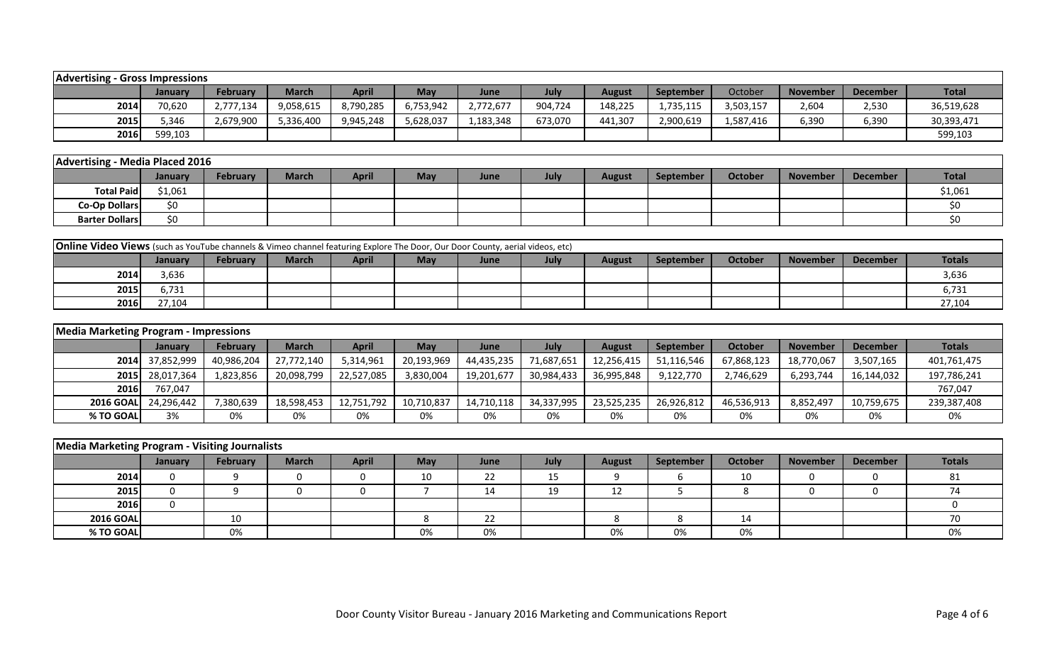| Advertising - Gross Impressions | | | | | | | | | | | | | |
|---|---|---|---|---|---|---|---|---|---|---|---|---|---|
| | January | February | March | April | May | June | July | August | September | October | November | December | Total |
| 2014 | 70,620 | 2,777,134 | 9,058,615 | 8,790,285 | 6,753,942 | 2,772,677 | 904,724 | 148,225 | 1,735,115 | 3,503,157 | 2,604 | 2,530 | 36,519,628 |
| 2015 | 5,346 | 2,679,900 | 5,336,400 | 9,945,248 | 5,628,037 | 1,183,348 | 673,070 | 441,307 | 2,900,619 | 1,587,416 | 6,390 | 6,390 | 30,393,471 |
| 2016 | 599,103 | | | | | | | | | | | | 599,103 |

| Advertising - Media Placed 2016 | | | | | | | | | | | | | |
|---|---|---|---|---|---|---|---|---|---|---|---|---|---|
| | January | February | March | April | May | June | July | August | September | October | November | December | Total |
| Total Paid | $1,061 | | | | | | | | | | | | $1,061 |
| Co-Op Dollars | $0 | | | | | | | | | | | | $0 |
| Barter Dollars | $0 | | | | | | | | | | | | $0 |

| **Online Video Views** (such as YouTube channels & Vimeo channel featuring Explore The Door, Our Door County, aerial videos, etc) | | | | | | | | | | | | | |
|---|---|---|---|---|---|---|---|---|---|---|---|---|---|
| | January | February | March | April | May | June | July | August | September | October | November | December | Totals |
| 2014 | 3,636 | | | | | | | | | | | | 3,636 |
| 2015 | 6,731 | | | | | | | | | | | | 6,731 |
| 2016 | 27,104 | | | | | | | | | | | | 27,104 |

| Media Marketing Program - Impressions | | | | | | | | | | | | | |
|---|---|---|---|---|---|---|---|---|---|---|---|---|---|
| | January | February | March | April | May | June | July | August | September | October | November | December | Totals |
| 2014 | 37,852,999 | 40,986,204 | 27,772,140 | 5,314,961 | 20,193,969 | 44,435,235 | 71,687,651 | 12,256,415 | 51,116,546 | 67,868,123 | 18,770,067 | 3,507,165 | 401,761,475 |
| 2015 | 28,017,364 | 1,823,856 | 20,098,799 | 22,527,085 | 3,830,004 | 19,201,677 | 30,984,433 | 36,995,848 | 9,122,770 | 2,746,629 | 6,293,744 | 16,144,032 | 197,786,241 |
| 2016 | 767,047 | | | | | | | | | | | | 767,047 |
| 2016 GOAL | 24,296,442 | 7,380,639 | 18,598,453 | 12,751,792 | 10,710,837 | 14,710,118 | 34,337,995 | 23,525,235 | 26,926,812 | 46,536,913 | 8,852,497 | 10,759,675 | 239,387,408 |
| % TO GOAL | 3% | 0% | 0% | 0% | 0% | 0% | 0% | 0% | 0% | 0% | 0% | 0% | 0% |

| Media Marketing Program - Visiting Journalists | | | | | | | | | | | | | |
|---|---|---|---|---|---|---|---|---|---|---|---|---|---|
| | January | February | March | April | May | June | July | August | September | October | November | December | Totals |
| 2014 | 0 | 9 | 0 | 0 | 10 | 22 | 15 | 9 | 6 | 10 | 0 | 0 | 81 |
| 2015 | 0 | 9 | 0 | 0 | 7 | 14 | 19 | 12 | 5 | 8 | 0 | 0 | 74 |
| 2016 | 0 | | | | | | | | | | | | 0 |
| 2016 GOAL | | 10 | | | 8 | 22 | | 8 | 8 | 14 | | | 70 |
| % TO GOAL | | 0% | | | 0% | 0% | | 0% | 0% | 0% | | | 0% |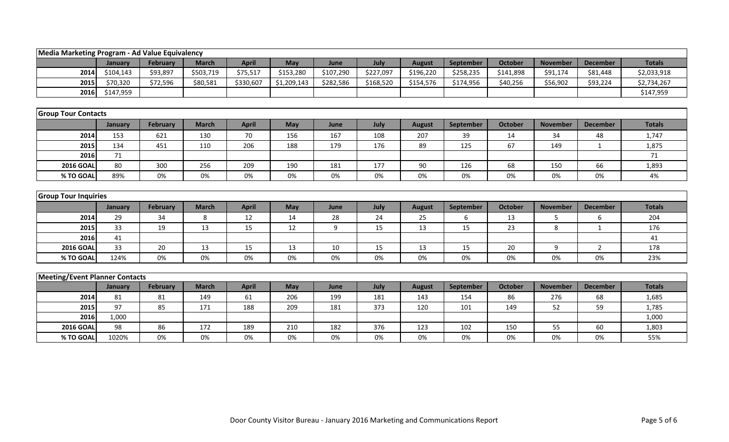## Media Marketing Program - Ad Value Equivalency

| | January | February | March | April | May | June | July | August | September | October | November | December | Totals |
|---|---|---|---|---|---|---|---|---|---|---|---|---|---|
| 2014 | $104,143 | $93,897 | $503,719 | $75,517 | $153,280 | $107,290 | $227,097 | $196,220 | $258,235 | $141,898 | $91,174 | $81,448 | $2,033,918 |
| 2015 | $70,320 | $72,596 | $80,581 | $330,607 | $1,209,143 | $282,586 | $168,520 | $154,576 | $174,956 | $40,256 | $56,902 | $93,224 | $2,734,267 |
| 2016 | $147,959 | | | | | | | | | | | | $147,959 |

## Group Tour Contacts

| | January | February | March | April | May | June | July | August | September | October | November | December | Totals |
|---|---|---|---|---|---|---|---|---|---|---|---|---|---|
| 2014 | 153 | 621 | 130 | 70 | 156 | 167 | 108 | 207 | 39 | 14 | 34 | 48 | 1,747 |
| 2015 | 134 | 451 | 110 | 206 | 188 | 179 | 176 | 89 | 125 | 67 | 149 | 1 | 1,875 |
| 2016 | 71 | | | | | | | | | | | | 71 |
| 2016 GOAL | 80 | 300 | 256 | 209 | 190 | 181 | 177 | 90 | 126 | 68 | 150 | 66 | 1,893 |
| % TO GOAL | 89% | 0% | 0% | 0% | 0% | 0% | 0% | 0% | 0% | 0% | 0% | 0% | 4% |

## Group Tour Inquiries

| | January | February | March | April | May | June | July | August | September | October | November | December | Totals |
|---|---|---|---|---|---|---|---|---|---|---|---|---|---|
| 2014 | 29 | 34 | 8 | 12 | 14 | 28 | 24 | 25 | 6 | 13 | 5 | 6 | 204 |
| 2015 | 33 | 19 | 13 | 15 | 12 | 9 | 15 | 13 | 15 | 23 | 8 | 1 | 176 |
| 2016 | 41 | | | | | | | | | | | | 41 |
| 2016 GOAL | 33 | 20 | 13 | 15 | 13 | 10 | 15 | 13 | 15 | 20 | 9 | 2 | 178 |
| % TO GOAL | 124% | 0% | 0% | 0% | 0% | 0% | 0% | 0% | 0% | 0% | 0% | 0% | 23% |

## Meeting/Event Planner Contacts

| | January | February | March | April | May | June | July | August | September | October | November | December | Totals |
|---|---|---|---|---|---|---|---|---|---|---|---|---|---|
| 2014 | 81 | 81 | 149 | 61 | 206 | 199 | 181 | 143 | 154 | 86 | 276 | 68 | 1,685 |
| 2015 | 97 | 85 | 171 | 188 | 209 | 181 | 373 | 120 | 101 | 149 | 52 | 59 | 1,785 |
| 2016 | 1,000 | | | | | | | | | | | | 1,000 |
| 2016 GOAL | 98 | 86 | 172 | 189 | 210 | 182 | 376 | 123 | 102 | 150 | 55 | 60 | 1,803 |
| % TO GOAL | 1020% | 0% | 0% | 0% | 0% | 0% | 0% | 0% | 0% | 0% | 0% | 0% | 55% |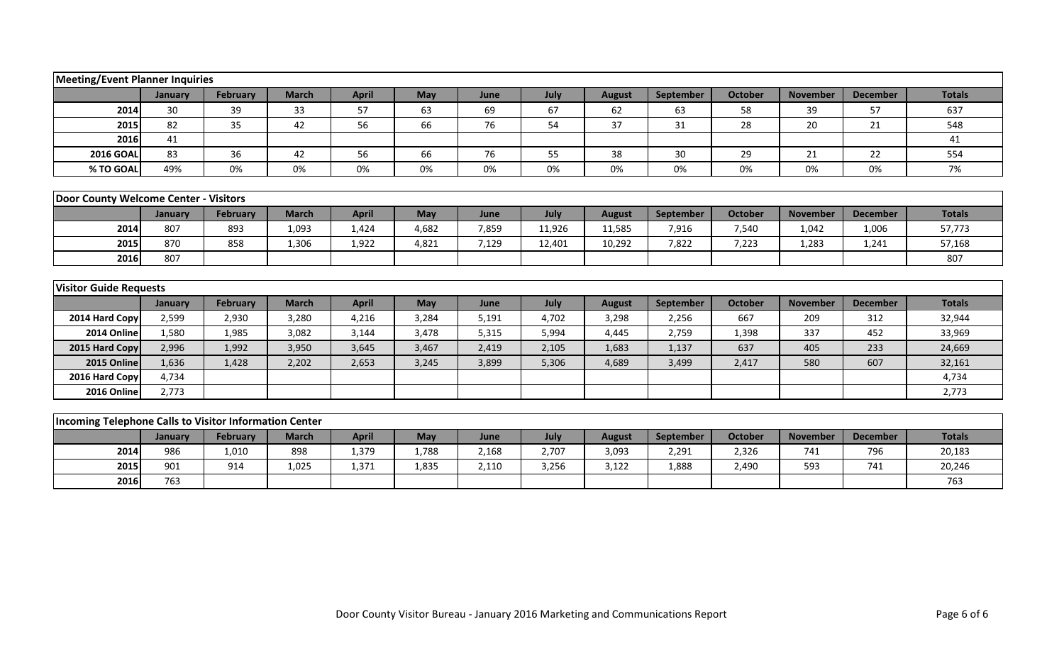| Meeting/Event Planner Inquiries | | | | | | | | | | | | | |
|---|---|---|---|---|---|---|---|---|---|---|---|---|---|
| | January | February | March | April | May | June | July | August | September | October | November | December | Totals |
| 2014 | 30 | 39 | 33 | 57 | 63 | 69 | 67 | 62 | 63 | 58 | 39 | 57 | 637 |
| 2015 | 82 | 35 | 42 | 56 | 66 | 76 | 54 | 37 | 31 | 28 | 20 | 21 | 548 |
| 2016 | 41 | | | | | | | | | | | | 41 |
| 2016 GOAL | 83 | 36 | 42 | 56 | 66 | 76 | 55 | 38 | 30 | 29 | 21 | 22 | 554 |
| % TO GOAL | 49% | 0% | 0% | 0% | 0% | 0% | 0% | 0% | 0% | 0% | 0% | 0% | 7% |

| Door County Welcome Center - Visitors | | | | | | | | | | | | | |
|---|---|---|---|---|---|---|---|---|---|---|---|---|---|
| | January | February | March | April | May | June | July | August | September | October | November | December | Totals |
| 2014 | 807 | 893 | 1,093 | 1,424 | 4,682 | 7,859 | 11,926 | 11,585 | 7,916 | 7,540 | 1,042 | 1,006 | 57,773 |
| 2015 | 870 | 858 | 1,306 | 1,922 | 4,821 | 7,129 | 12,401 | 10,292 | 7,822 | 7,223 | 1,283 | 1,241 | 57,168 |
| 2016 | 807 | | | | | | | | | | | | 807 |

| Visitor Guide Requests | | | | | | | | | | | | | |
|---|---|---|---|---|---|---|---|---|---|---|---|---|---|
| | January | February | March | April | May | June | July | August | September | October | November | December | Totals |
| 2014 Hard Copy | 2,599 | 2,930 | 3,280 | 4,216 | 3,284 | 5,191 | 4,702 | 3,298 | 2,256 | 667 | 209 | 312 | 32,944 |
| 2014 Online | 1,580 | 1,985 | 3,082 | 3,144 | 3,478 | 5,315 | 5,994 | 4,445 | 2,759 | 1,398 | 337 | 452 | 33,969 |
| 2015 Hard Copy | 2,996 | 1,992 | 3,950 | 3,645 | 3,467 | 2,419 | 2,105 | 1,683 | 1,137 | 637 | 405 | 233 | 24,669 |
| 2015 Online | 1,636 | 1,428 | 2,202 | 2,653 | 3,245 | 3,899 | 5,306 | 4,689 | 3,499 | 2,417 | 580 | 607 | 32,161 |
| 2016 Hard Copy | 4,734 | | | | | | | | | | | | 4,734 |
| 2016 Online | 2,773 | | | | | | | | | | | | 2,773 |

| Incoming Telephone Calls to Visitor Information Center | | | | | | | | | | | | | |
|---|---|---|---|---|---|---|---|---|---|---|---|---|---|
| | January | February | March | April | May | June | July | August | September | October | November | December | Totals |
| 2014 | 986 | 1,010 | 898 | 1,379 | 1,788 | 2,168 | 2,707 | 3,093 | 2,291 | 2,326 | 741 | 796 | 20,183 |
| 2015 | 901 | 914 | 1,025 | 1,371 | 1,835 | 2,110 | 3,256 | 3,122 | 1,888 | 2,490 | 593 | 741 | 20,246 |
| 2016 | 763 | | | | | | | | | | | | 763 |